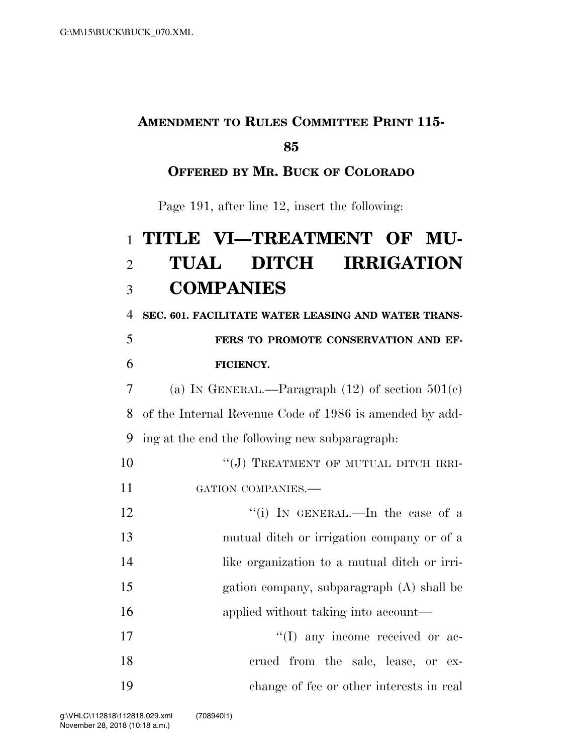**AMENDMENT TO RULES COMMITTEE PRINT 115-85**

**OFFERED BY MR. BUCK OF COLORADO**

Page 191, after line 12, insert the following:

# TITLE VI—TREATMENT OF MUTUAL DITCH IRRIGATION COMPANIES

**SEC. 601. FACILITATE WATER LEASING AND WATER TRANSFERS TO PROMOTE CONSERVATION AND EFFICIENCY.**

(a) IN GENERAL.—Paragraph (12) of section 501(c) of the Internal Revenue Code of 1986 is amended by adding at the end the following new subparagraph:

"(J) TREATMENT OF MUTUAL DITCH IRRIGATION COMPANIES.—

"(i) IN GENERAL.—In the case of a mutual ditch or irrigation company or of a like organization to a mutual ditch or irrigation company, subparagraph (A) shall be applied without taking into account—

"(I) any income received or accrued from the sale, lease, or exchange of fee or other interests in real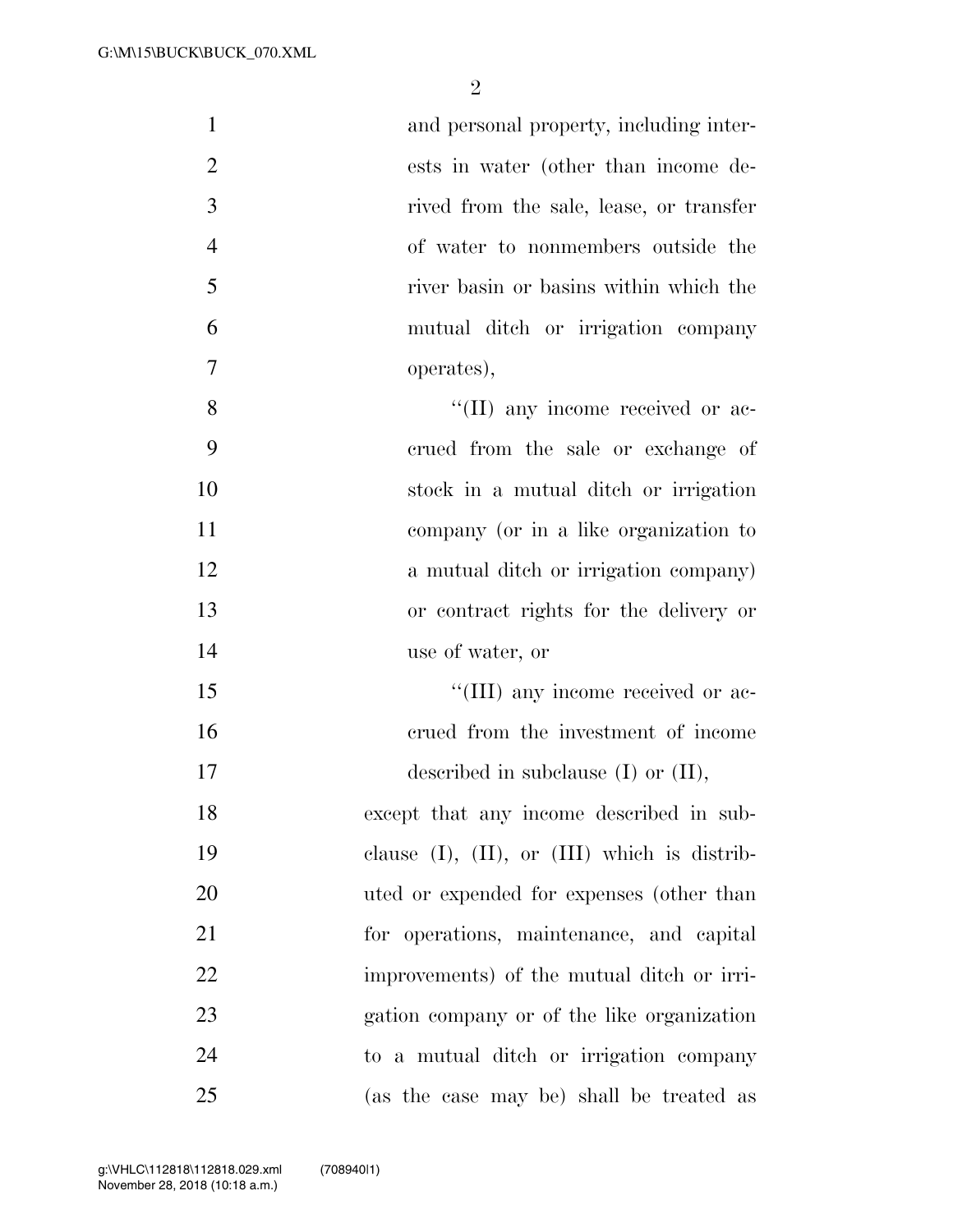and personal property, including interests in water (other than income derived from the sale, lease, or transfer of water to nonmembers outside the river basin or basins within which the mutual ditch or irrigation company operates),

"(II) any income received or accrued from the sale or exchange of stock in a mutual ditch or irrigation company (or in a like organization to a mutual ditch or irrigation company) or contract rights for the delivery or use of water, or

"(III) any income received or accrued from the investment of income described in subclause (I) or (II),

except that any income described in subclause (I), (II), or (III) which is distributed or expended for expenses (other than for operations, maintenance, and capital improvements) of the mutual ditch or irrigation company or of the like organization to a mutual ditch or irrigation company (as the case may be) shall be treated as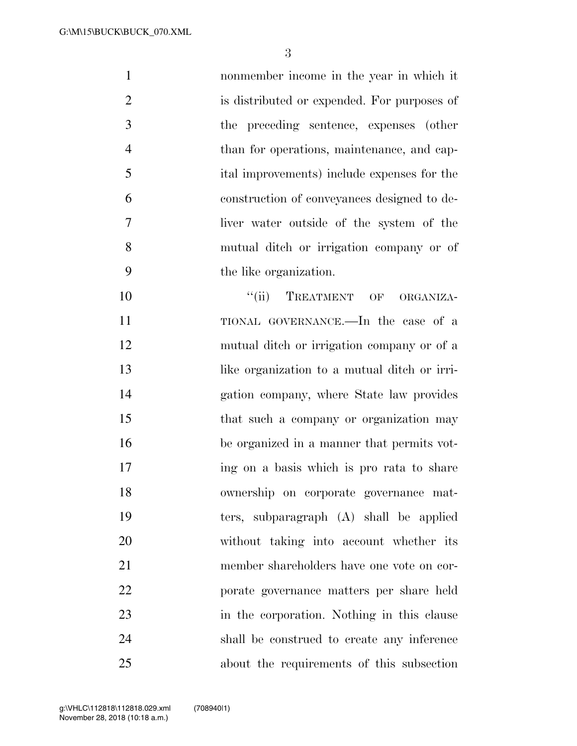nonmember income in the year in which it is distributed or expended. For purposes of the preceding sentence, expenses (other than for operations, maintenance, and capital improvements) include expenses for the construction of conveyances designed to deliver water outside of the system of the mutual ditch or irrigation company or of the like organization.

"(ii) TREATMENT OF ORGANIZATIONAL GOVERNANCE.—In the case of a mutual ditch or irrigation company or of a like organization to a mutual ditch or irrigation company, where State law provides that such a company or organization may be organized in a manner that permits voting on a basis which is pro rata to share ownership on corporate governance matters, subparagraph (A) shall be applied without taking into account whether its member shareholders have one vote on corporate governance matters per share held in the corporation. Nothing in this clause shall be construed to create any inference about the requirements of this subsection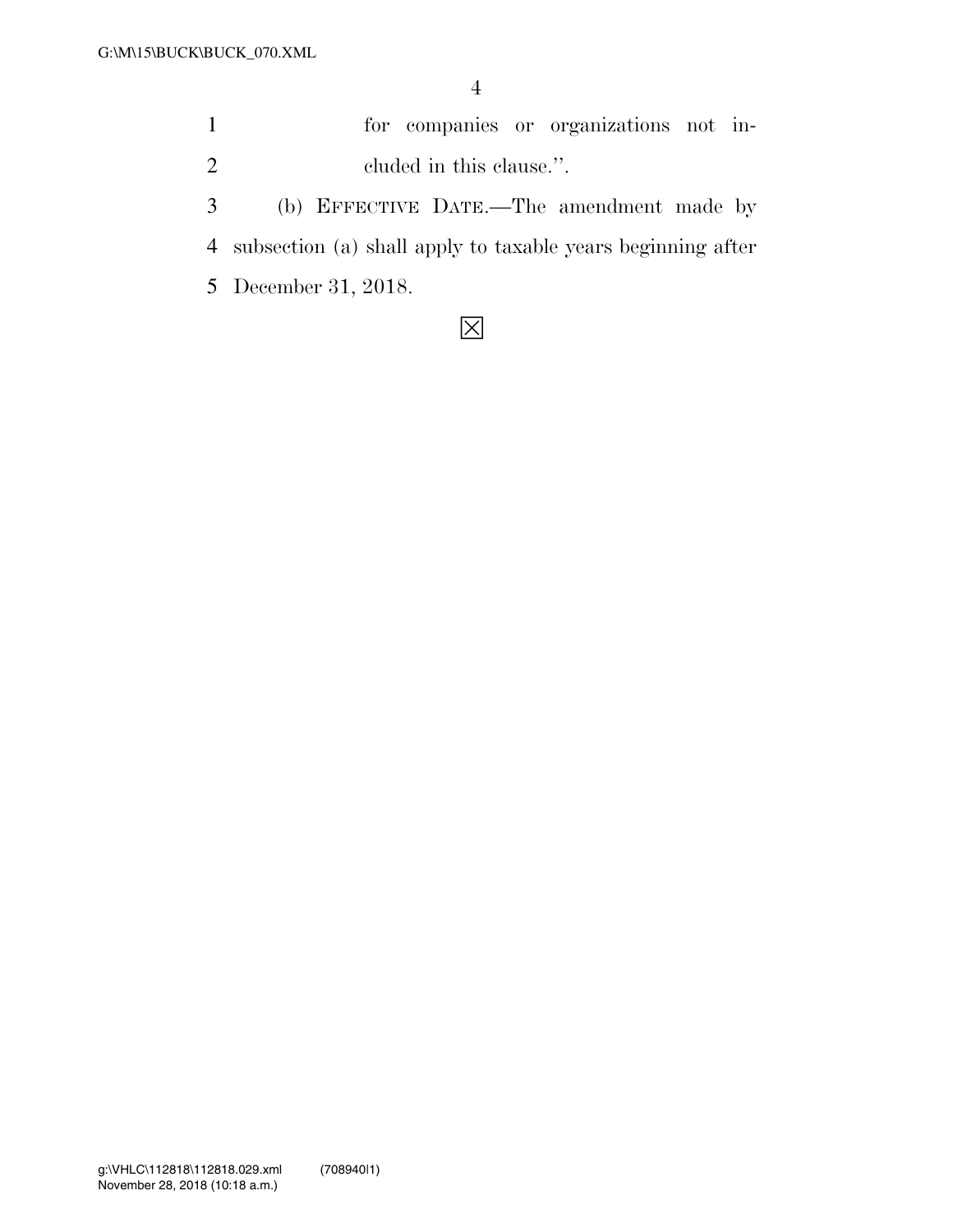for companies or organizations not included in this clause.''.

(b) EFFECTIVE DATE.—The amendment made by subsection (a) shall apply to taxable years beginning after December 31, 2018.

☒